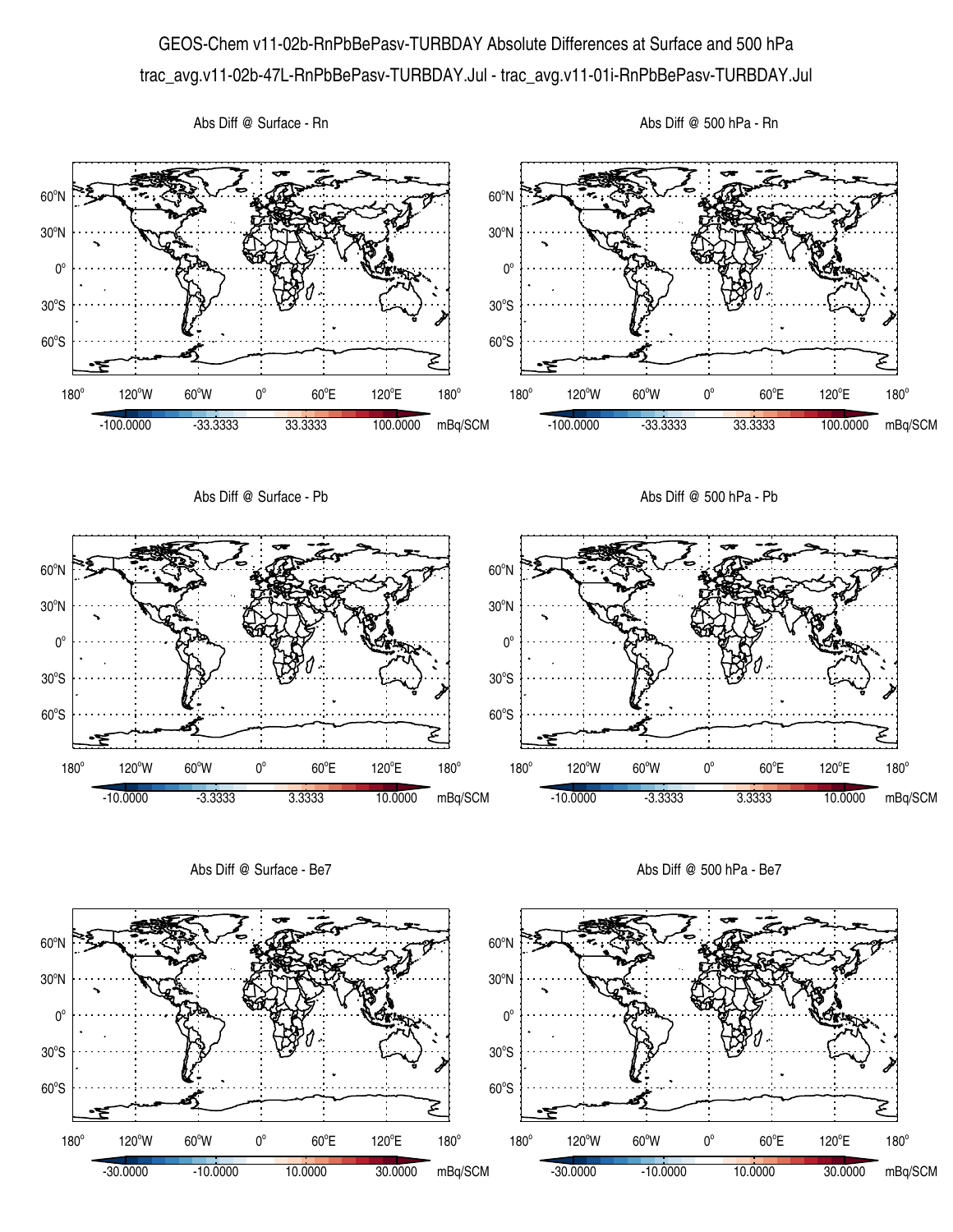# GEOS-Chem v11-02b-RnPbBePasv-TURBDAY Absolute Differences at Surface and 500 hPa

trac_avg.v11-02b-47L-RnPbBePasv-TURBDAY.Jul - trac_avg.v11-01i-RnPbBePasv-TURBDAY.Jul

Abs Diff @ Surface - Rn

Abs Diff @ 500 hPa - Rn

Abs Diff @ Surface - Pb

Abs Diff @ 500 hPa - Pb

Abs Diff @ Surface - Be7

Abs Diff @ 500 hPa - Be7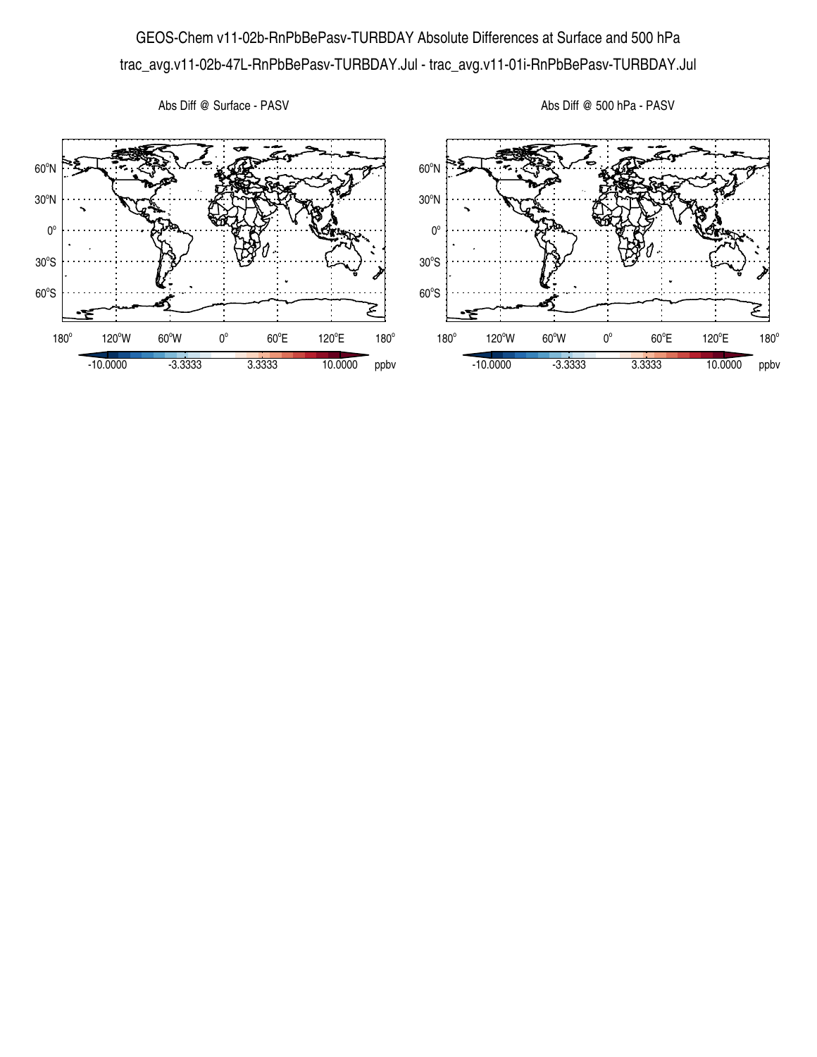GEOS-Chem v11-02b-RnPbBePasv-TURBDAY Absolute Differences at Surface and 500 hPa

trac_avg.v11-02b-47L-RnPbBePasv-TURBDAY.Jul - trac_avg.v11-01i-RnPbBePasv-TURBDAY.Jul

Abs Diff @ Surface - PASV

60°N
30°N
0°
30°S
60°S

180° 120°W 60°W 0° 60°E 120°E 180°

-10.0000 -3.3333 3.3333 10.0000 ppbv

Abs Diff @ 500 hPa - PASV

60°N
30°N
0°
30°S
60°S

180° 120°W 60°W 0° 60°E 120°E 180°

-10.0000 -3.3333 3.3333 10.0000 ppbv